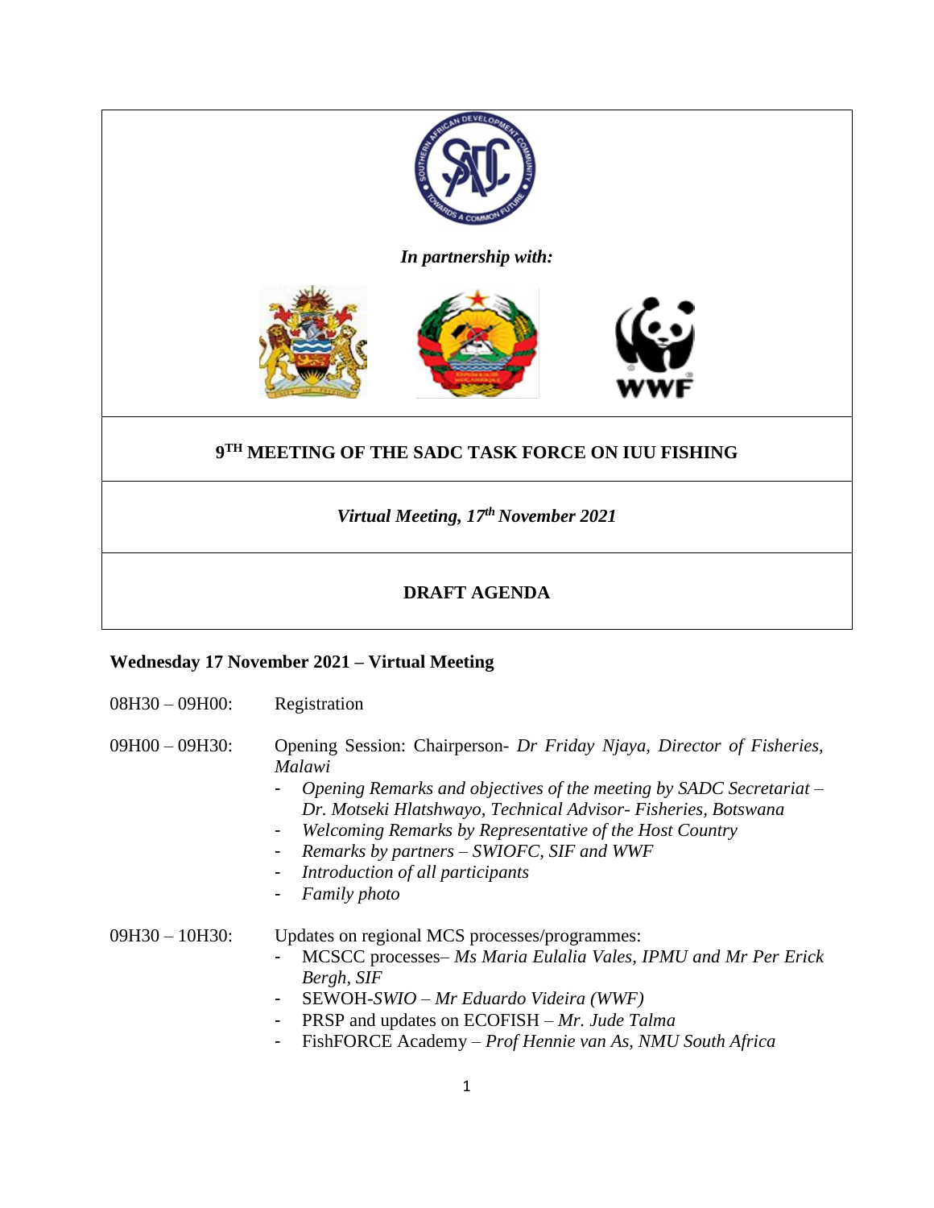*In partnership with:*

**9TH MEETING OF THE SADC TASK FORCE ON IUU FISHING**

*Virtual Meeting, 17th November 2021*

**DRAFT AGENDA**

**Wednesday 17 November 2021 – Virtual Meeting**

08H30 – 09H00: Registration

09H00 – 09H30: Opening Session: Chairperson- *Dr Friday Njaya, Director of Fisheries, Malawi*

- *Opening Remarks and objectives of the meeting by SADC Secretariat – Dr. Motseki Hlatshwayo, Technical Advisor- Fisheries, Botswana*
- *Welcoming Remarks by Representative of the Host Country*
- *Remarks by partners – SWIOFC, SIF and WWF*
- *Introduction of all participants*
- *Family photo*

09H30 – 10H30: Updates on regional MCS processes/programmes:

- MCSCC processes– *Ms Maria Eulalia Vales, IPMU and Mr Per Erick Bergh, SIF*
- SEWOH-*SWIO – Mr Eduardo Videira (WWF)*
- PRSP and updates on ECOFISH – *Mr. Jude Talma*
- FishFORCE Academy – *Prof Hennie van As, NMU South Africa*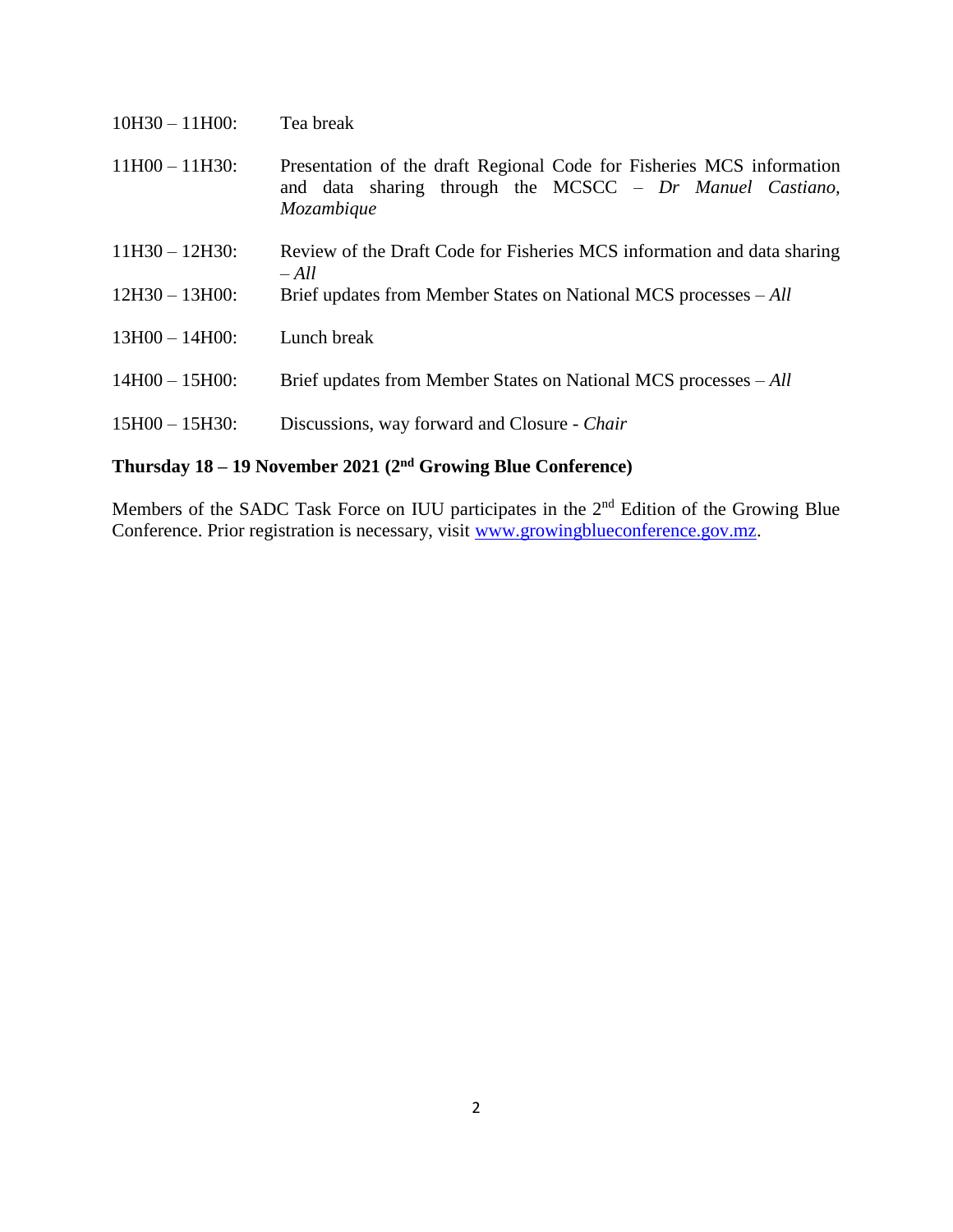| | |
|---|---|
| 10H30 – 11H00: | Tea break |
| 11H00 – 11H30: | Presentation of the draft Regional Code for Fisheries MCS information and data sharing through the MCSCC – *Dr Manuel Castiano, Mozambique* |
| 11H30 – 12H30: | Review of the Draft Code for Fisheries MCS information and data sharing – *All* |
| 12H30 – 13H00: | Brief updates from Member States on National MCS processes – *All* |
| 13H00 – 14H00: | Lunch break |
| 14H00 – 15H00: | Brief updates from Member States on National MCS processes – *All* |
| 15H00 – 15H30: | Discussions, way forward and Closure - *Chair* |

**Thursday 18 – 19 November 2021 (2nd Growing Blue Conference)**

Members of the SADC Task Force on IUU participates in the 2nd Edition of the Growing Blue Conference. Prior registration is necessary, visit [www.growingblueconference.gov.mz](www.growingblueconference.gov.mz).